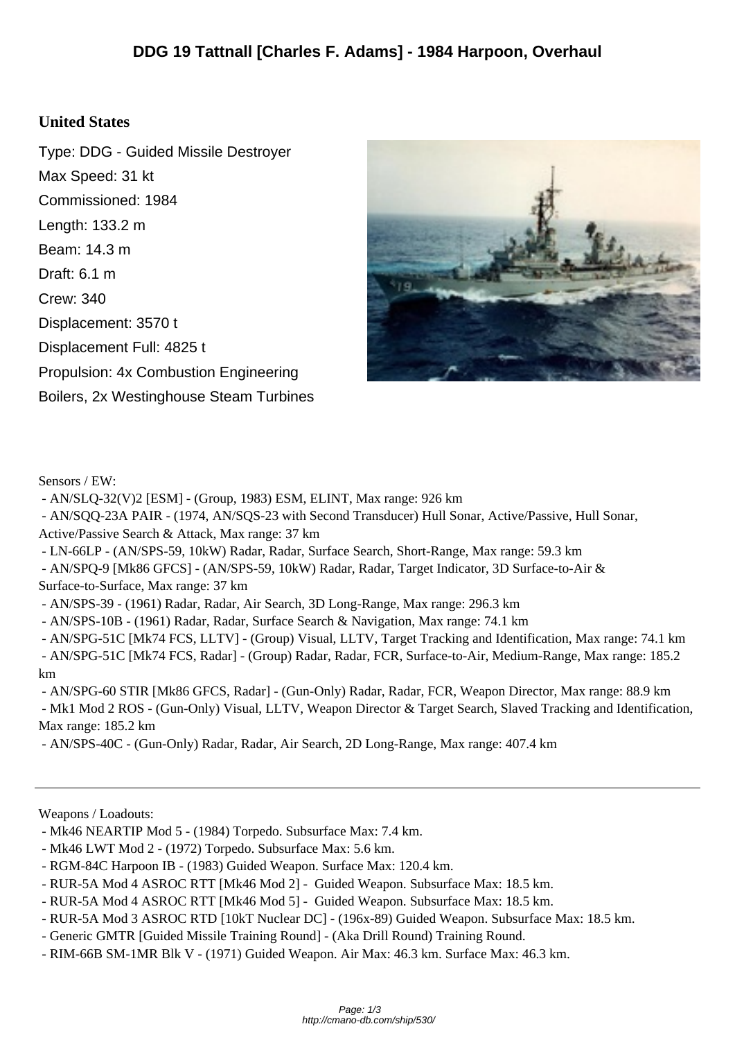# DDG 19 Tattnall [Charles F. Adams] - 1984 Harpoon, Overhaul

## United States

Type: DDG - Guided Missile Destroyer

Max Speed: 31 kt

Commissioned: 1984

Length: 133.2 m

Beam: 14.3 m

Draft: 6.1 m

Crew: 340

Displacement: 3570 t

Displacement Full: 4825 t

Propulsion: 4x Combustion Engineering Boilers, 2x Westinghouse Steam Turbines

Sensors / EW:

- AN/SLQ-32(V)2 [ESM] - (Group, 1983) ESM, ELINT, Max range: 926 km
- AN/SQQ-23A PAIR - (1974, AN/SQS-23 with Second Transducer) Hull Sonar, Active/Passive, Hull Sonar, Active/Passive Search & Attack, Max range: 37 km
- LN-66LP - (AN/SPS-59, 10kW) Radar, Radar, Surface Search, Short-Range, Max range: 59.3 km
- AN/SPQ-9 [Mk86 GFCS] - (AN/SPS-59, 10kW) Radar, Radar, Target Indicator, 3D Surface-to-Air & Surface-to-Surface, Max range: 37 km
- AN/SPS-39 - (1961) Radar, Radar, Air Search, 3D Long-Range, Max range: 296.3 km
- AN/SPS-10B - (1961) Radar, Radar, Surface Search & Navigation, Max range: 74.1 km
- AN/SPG-51C [Mk74 FCS, LLTV] - (Group) Visual, LLTV, Target Tracking and Identification, Max range: 74.1 km
- AN/SPG-51C [Mk74 FCS, Radar] - (Group) Radar, Radar, FCR, Surface-to-Air, Medium-Range, Max range: 185.2 km
- AN/SPG-60 STIR [Mk86 GFCS, Radar] - (Gun-Only) Radar, Radar, FCR, Weapon Director, Max range: 88.9 km
- Mk1 Mod 2 ROS - (Gun-Only) Visual, LLTV, Weapon Director & Target Search, Slaved Tracking and Identification, Max range: 185.2 km
- AN/SPS-40C - (Gun-Only) Radar, Radar, Air Search, 2D Long-Range, Max range: 407.4 km

---

Weapons / Loadouts:

- Mk46 NEARTIP Mod 5 - (1984) Torpedo. Subsurface Max: 7.4 km.
- Mk46 LWT Mod 2 - (1972) Torpedo. Subsurface Max: 5.6 km.
- RGM-84C Harpoon IB - (1983) Guided Weapon. Surface Max: 120.4 km.
- RUR-5A Mod 4 ASROC RTT [Mk46 Mod 2] - Guided Weapon. Subsurface Max: 18.5 km.
- RUR-5A Mod 4 ASROC RTT [Mk46 Mod 5] - Guided Weapon. Subsurface Max: 18.5 km.
- RUR-5A Mod 3 ASROC RTD [10kT Nuclear DC] - (196x-89) Guided Weapon. Subsurface Max: 18.5 km.
- Generic GMTR [Guided Missile Training Round] - (Aka Drill Round) Training Round.
- RIM-66B SM-1MR Blk V - (1971) Guided Weapon. Air Max: 46.3 km. Surface Max: 46.3 km.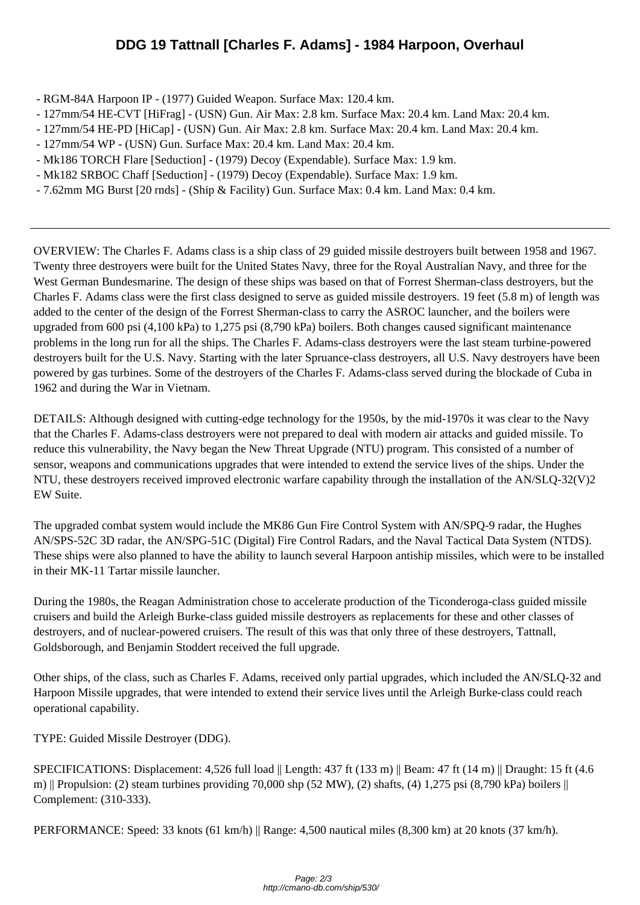- RGM-84A Harpoon IP - (1977) Guided Weapon. Surface Max: 120.4 km.
- 127mm/54 HE-CVT [HiFrag] - (USN) Gun. Air Max: 2.8 km. Surface Max: 20.4 km. Land Max: 20.4 km.
- 127mm/54 HE-PD [HiCap] - (USN) Gun. Air Max: 2.8 km. Surface Max: 20.4 km. Land Max: 20.4 km.
- 127mm/54 WP - (USN) Gun. Surface Max: 20.4 km. Land Max: 20.4 km.
- Mk186 TORCH Flare [Seduction] - (1979) Decoy (Expendable). Surface Max: 1.9 km.
- Mk182 SRBOC Chaff [Seduction] - (1979) Decoy (Expendable). Surface Max: 1.9 km.
- 7.62mm MG Burst [20 rnds] - (Ship & Facility) Gun. Surface Max: 0.4 km. Land Max: 0.4 km.

---

OVERVIEW: The Charles F. Adams class is a ship class of 29 guided missile destroyers built between 1958 and 1967. Twenty three destroyers were built for the United States Navy, three for the Royal Australian Navy, and three for the West German Bundesmarine. The design of these ships was based on that of Forrest Sherman-class destroyers, but the Charles F. Adams class were the first class designed to serve as guided missile destroyers. 19 feet (5.8 m) of length was added to the center of the design of the Forrest Sherman-class to carry the ASROC launcher, and the boilers were upgraded from 600 psi (4,100 kPa) to 1,275 psi (8,790 kPa) boilers. Both changes caused significant maintenance problems in the long run for all the ships. The Charles F. Adams-class destroyers were the last steam turbine-powered destroyers built for the U.S. Navy. Starting with the later Spruance-class destroyers, all U.S. Navy destroyers have been powered by gas turbines. Some of the destroyers of the Charles F. Adams-class served during the blockade of Cuba in 1962 and during the War in Vietnam.

DETAILS: Although designed with cutting-edge technology for the 1950s, by the mid-1970s it was clear to the Navy that the Charles F. Adams-class destroyers were not prepared to deal with modern air attacks and guided missile. To reduce this vulnerability, the Navy began the New Threat Upgrade (NTU) program. This consisted of a number of sensor, weapons and communications upgrades that were intended to extend the service lives of the ships. Under the NTU, these destroyers received improved electronic warfare capability through the installation of the AN/SLQ-32(V)2 EW Suite.

The upgraded combat system would include the MK86 Gun Fire Control System with AN/SPQ-9 radar, the Hughes AN/SPS-52C 3D radar, the AN/SPG-51C (Digital) Fire Control Radars, and the Naval Tactical Data System (NTDS). These ships were also planned to have the ability to launch several Harpoon antiship missiles, which were to be installed in their MK-11 Tartar missile launcher.

During the 1980s, the Reagan Administration chose to accelerate production of the Ticonderoga-class guided missile cruisers and build the Arleigh Burke-class guided missile destroyers as replacements for these and other classes of destroyers, and of nuclear-powered cruisers. The result of this was that only three of these destroyers, Tattnall, Goldsborough, and Benjamin Stoddert received the full upgrade.

Other ships, of the class, such as Charles F. Adams, received only partial upgrades, which included the AN/SLQ-32 and Harpoon Missile upgrades, that were intended to extend their service lives until the Arleigh Burke-class could reach operational capability.

TYPE: Guided Missile Destroyer (DDG).

SPECIFICATIONS: Displacement: 4,526 full load || Length: 437 ft (133 m) || Beam: 47 ft (14 m) || Draught: 15 ft (4.6 m) || Propulsion: (2) steam turbines providing 70,000 shp (52 MW), (2) shafts, (4) 1,275 psi (8,790 kPa) boilers || Complement: (310-333).

PERFORMANCE: Speed: 33 knots (61 km/h) || Range: 4,500 nautical miles (8,300 km) at 20 knots (37 km/h).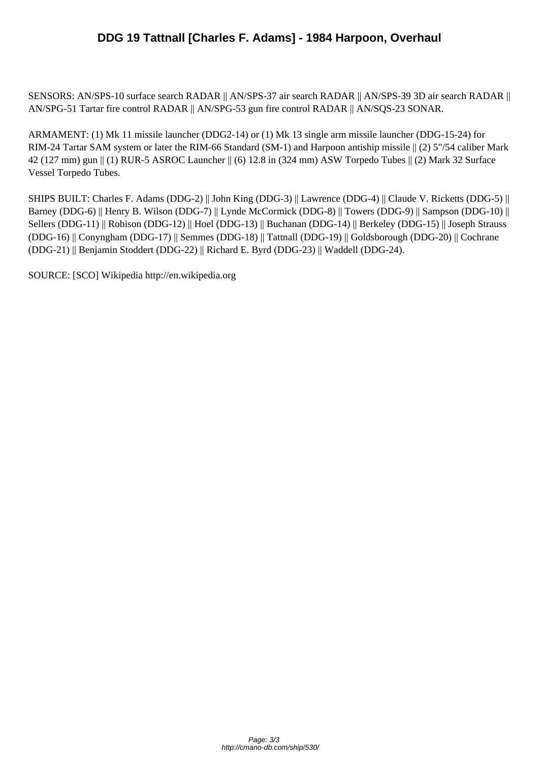SENSORS: AN/SPS-10 surface search RADAR || AN/SPS-37 air search RADAR || AN/SPS-39 3D air search RADAR || AN/SPG-51 Tartar fire control RADAR || AN/SPG-53 gun fire control RADAR || AN/SQS-23 SONAR.

ARMAMENT: (1) Mk 11 missile launcher (DDG2-14) or (1) Mk 13 single arm missile launcher (DDG-15-24) for RIM-24 Tartar SAM system or later the RIM-66 Standard (SM-1) and Harpoon antiship missile || (2) 5"/54 caliber Mark 42 (127 mm) gun || (1) RUR-5 ASROC Launcher || (6) 12.8 in (324 mm) ASW Torpedo Tubes || (2) Mark 32 Surface Vessel Torpedo Tubes.

SHIPS BUILT: Charles F. Adams (DDG-2) || John King (DDG-3) || Lawrence (DDG-4) || Claude V. Ricketts (DDG-5) || Barney (DDG-6) || Henry B. Wilson (DDG-7) || Lynde McCormick (DDG-8) || Towers (DDG-9) || Sampson (DDG-10) || Sellers (DDG-11) || Robison (DDG-12) || Hoel (DDG-13) || Buchanan (DDG-14) || Berkeley (DDG-15) || Joseph Strauss (DDG-16) || Conyngham (DDG-17) || Semmes (DDG-18) || Tattnall (DDG-19) || Goldsborough (DDG-20) || Cochrane (DDG-21) || Benjamin Stoddert (DDG-22) || Richard E. Byrd (DDG-23) || Waddell (DDG-24).

SOURCE: [SCO] Wikipedia http://en.wikipedia.org